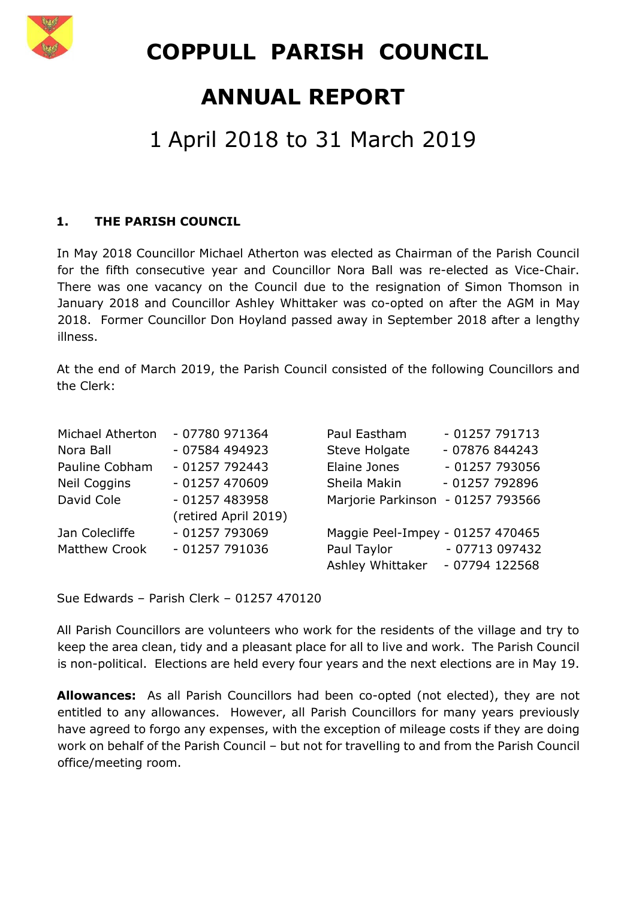# COPPULL PARISH COUNCIL

# ANNUAL REPORT

## 1 April 2018 to 31 March 2019

### 1. THE PARISH COUNCIL

In May 2018 Councillor Michael Atherton was elected as Chairman of the Parish Council for the fifth consecutive year and Councillor Nora Ball was re-elected as Vice-Chair. There was one vacancy on the Council due to the resignation of Simon Thomson in January 2018 and Councillor Ashley Whittaker was co-opted on after the AGM in May 2018. Former Councillor Don Hoyland passed away in September 2018 after a lengthy illness.

At the end of March 2019, the Parish Council consisted of the following Councillors and the Clerk:

| | | | |
|---|---|---|---|
| Michael Atherton | - 07780 971364 | Paul Eastham | - 01257 791713 |
| Nora Ball | - 07584 494923 | Steve Holgate | - 07876 844243 |
| Pauline Cobham | - 01257 792443 | Elaine Jones | - 01257 793056 |
| Neil Coggins | - 01257 470609 | Sheila Makin | - 01257 792896 |
| David Cole | - 01257 483958 (retired April 2019) | Marjorie Parkinson | - 01257 793566 |
| Jan Colecliffe | - 01257 793069 | Maggie Peel-Impey | - 01257 470465 |
| Matthew Crook | - 01257 791036 | Paul Taylor | - 07713 097432 |
| | | Ashley Whittaker | - 07794 122568 |

Sue Edwards – Parish Clerk – 01257 470120

All Parish Councillors are volunteers who work for the residents of the village and try to keep the area clean, tidy and a pleasant place for all to live and work. The Parish Council is non-political. Elections are held every four years and the next elections are in May 19.

**Allowances:** As all Parish Councillors had been co-opted (not elected), they are not entitled to any allowances. However, all Parish Councillors for many years previously have agreed to forgo any expenses, with the exception of mileage costs if they are doing work on behalf of the Parish Council – but not for travelling to and from the Parish Council office/meeting room.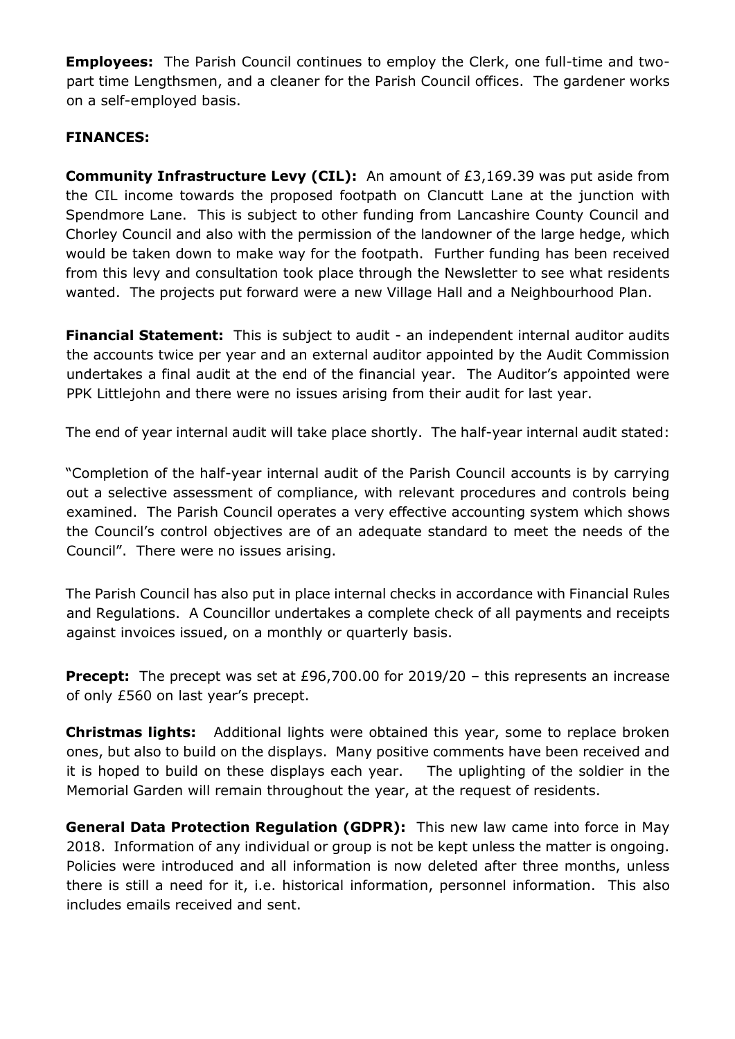**Employees:** The Parish Council continues to employ the Clerk, one full-time and two-part time Lengthsmen, and a cleaner for the Parish Council offices. The gardener works on a self-employed basis.

**FINANCES:**

**Community Infrastructure Levy (CIL):** An amount of £3,169.39 was put aside from the CIL income towards the proposed footpath on Clancutt Lane at the junction with Spendmore Lane. This is subject to other funding from Lancashire County Council and Chorley Council and also with the permission of the landowner of the large hedge, which would be taken down to make way for the footpath. Further funding has been received from this levy and consultation took place through the Newsletter to see what residents wanted. The projects put forward were a new Village Hall and a Neighbourhood Plan.

**Financial Statement:** This is subject to audit - an independent internal auditor audits the accounts twice per year and an external auditor appointed by the Audit Commission undertakes a final audit at the end of the financial year. The Auditor's appointed were PPK Littlejohn and there were no issues arising from their audit for last year.

The end of year internal audit will take place shortly. The half-year internal audit stated:

"Completion of the half-year internal audit of the Parish Council accounts is by carrying out a selective assessment of compliance, with relevant procedures and controls being examined. The Parish Council operates a very effective accounting system which shows the Council's control objectives are of an adequate standard to meet the needs of the Council". There were no issues arising.

The Parish Council has also put in place internal checks in accordance with Financial Rules and Regulations. A Councillor undertakes a complete check of all payments and receipts against invoices issued, on a monthly or quarterly basis.

**Precept:** The precept was set at £96,700.00 for 2019/20 – this represents an increase of only £560 on last year's precept.

**Christmas lights:** Additional lights were obtained this year, some to replace broken ones, but also to build on the displays. Many positive comments have been received and it is hoped to build on these displays each year. The uplighting of the soldier in the Memorial Garden will remain throughout the year, at the request of residents.

**General Data Protection Regulation (GDPR):** This new law came into force in May 2018. Information of any individual or group is not be kept unless the matter is ongoing. Policies were introduced and all information is now deleted after three months, unless there is still a need for it, i.e. historical information, personnel information. This also includes emails received and sent.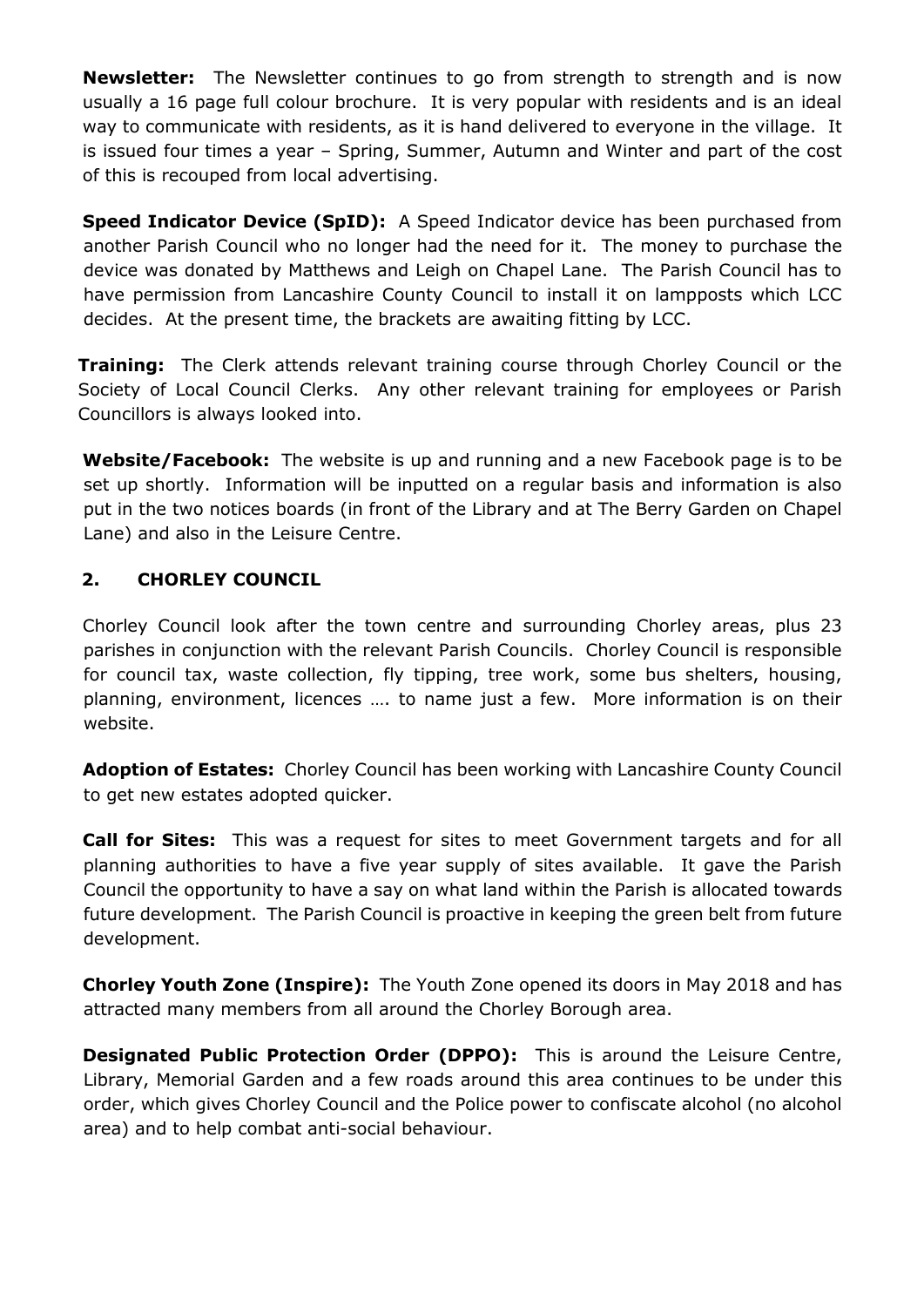**Newsletter:** The Newsletter continues to go from strength to strength and is now usually a 16 page full colour brochure. It is very popular with residents and is an ideal way to communicate with residents, as it is hand delivered to everyone in the village. It is issued four times a year – Spring, Summer, Autumn and Winter and part of the cost of this is recouped from local advertising.

**Speed Indicator Device (SpID):** A Speed Indicator device has been purchased from another Parish Council who no longer had the need for it. The money to purchase the device was donated by Matthews and Leigh on Chapel Lane. The Parish Council has to have permission from Lancashire County Council to install it on lampposts which LCC decides. At the present time, the brackets are awaiting fitting by LCC.

**Training:** The Clerk attends relevant training course through Chorley Council or the Society of Local Council Clerks. Any other relevant training for employees or Parish Councillors is always looked into.

**Website/Facebook:** The website is up and running and a new Facebook page is to be set up shortly. Information will be inputted on a regular basis and information is also put in the two notices boards (in front of the Library and at The Berry Garden on Chapel Lane) and also in the Leisure Centre.

## 2. CHORLEY COUNCIL

Chorley Council look after the town centre and surrounding Chorley areas, plus 23 parishes in conjunction with the relevant Parish Councils. Chorley Council is responsible for council tax, waste collection, fly tipping, tree work, some bus shelters, housing, planning, environment, licences …. to name just a few. More information is on their website.

**Adoption of Estates:** Chorley Council has been working with Lancashire County Council to get new estates adopted quicker.

**Call for Sites:** This was a request for sites to meet Government targets and for all planning authorities to have a five year supply of sites available. It gave the Parish Council the opportunity to have a say on what land within the Parish is allocated towards future development. The Parish Council is proactive in keeping the green belt from future development.

**Chorley Youth Zone (Inspire):** The Youth Zone opened its doors in May 2018 and has attracted many members from all around the Chorley Borough area.

**Designated Public Protection Order (DPPO):** This is around the Leisure Centre, Library, Memorial Garden and a few roads around this area continues to be under this order, which gives Chorley Council and the Police power to confiscate alcohol (no alcohol area) and to help combat anti-social behaviour.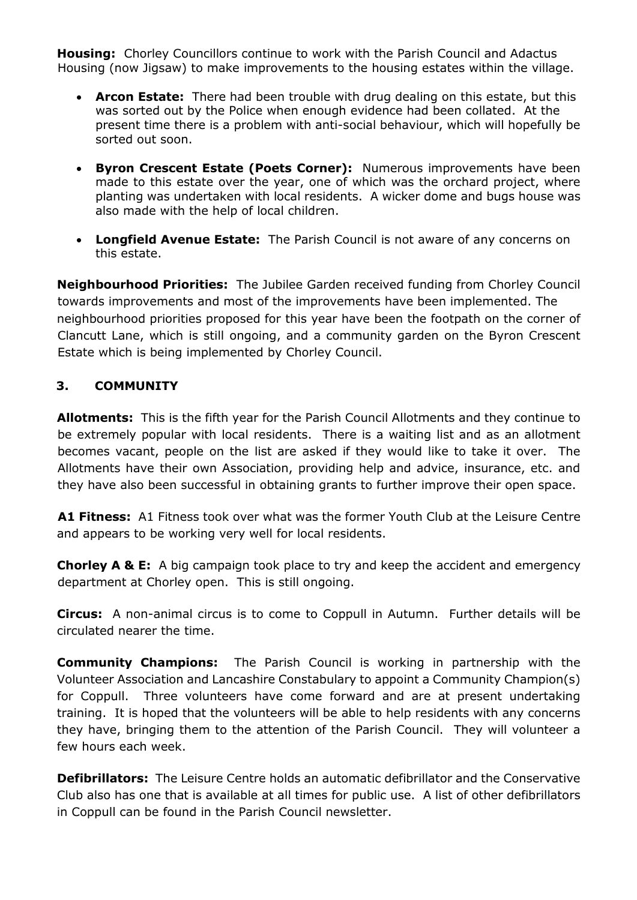**Housing:** Chorley Councillors continue to work with the Parish Council and Adactus Housing (now Jigsaw) to make improvements to the housing estates within the village.

- **Arcon Estate:** There had been trouble with drug dealing on this estate, but this was sorted out by the Police when enough evidence had been collated. At the present time there is a problem with anti-social behaviour, which will hopefully be sorted out soon.
- **Byron Crescent Estate (Poets Corner):** Numerous improvements have been made to this estate over the year, one of which was the orchard project, where planting was undertaken with local residents. A wicker dome and bugs house was also made with the help of local children.
- **Longfield Avenue Estate:** The Parish Council is not aware of any concerns on this estate.

**Neighbourhood Priorities:** The Jubilee Garden received funding from Chorley Council towards improvements and most of the improvements have been implemented. The neighbourhood priorities proposed for this year have been the footpath on the corner of Clancutt Lane, which is still ongoing, and a community garden on the Byron Crescent Estate which is being implemented by Chorley Council.

## 3. COMMUNITY

**Allotments:** This is the fifth year for the Parish Council Allotments and they continue to be extremely popular with local residents. There is a waiting list and as an allotment becomes vacant, people on the list are asked if they would like to take it over. The Allotments have their own Association, providing help and advice, insurance, etc. and they have also been successful in obtaining grants to further improve their open space.

**A1 Fitness:** A1 Fitness took over what was the former Youth Club at the Leisure Centre and appears to be working very well for local residents.

**Chorley A & E:** A big campaign took place to try and keep the accident and emergency department at Chorley open. This is still ongoing.

**Circus:** A non-animal circus is to come to Coppull in Autumn. Further details will be circulated nearer the time.

**Community Champions:** The Parish Council is working in partnership with the Volunteer Association and Lancashire Constabulary to appoint a Community Champion(s) for Coppull. Three volunteers have come forward and are at present undertaking training. It is hoped that the volunteers will be able to help residents with any concerns they have, bringing them to the attention of the Parish Council. They will volunteer a few hours each week.

**Defibrillators:** The Leisure Centre holds an automatic defibrillator and the Conservative Club also has one that is available at all times for public use. A list of other defibrillators in Coppull can be found in the Parish Council newsletter.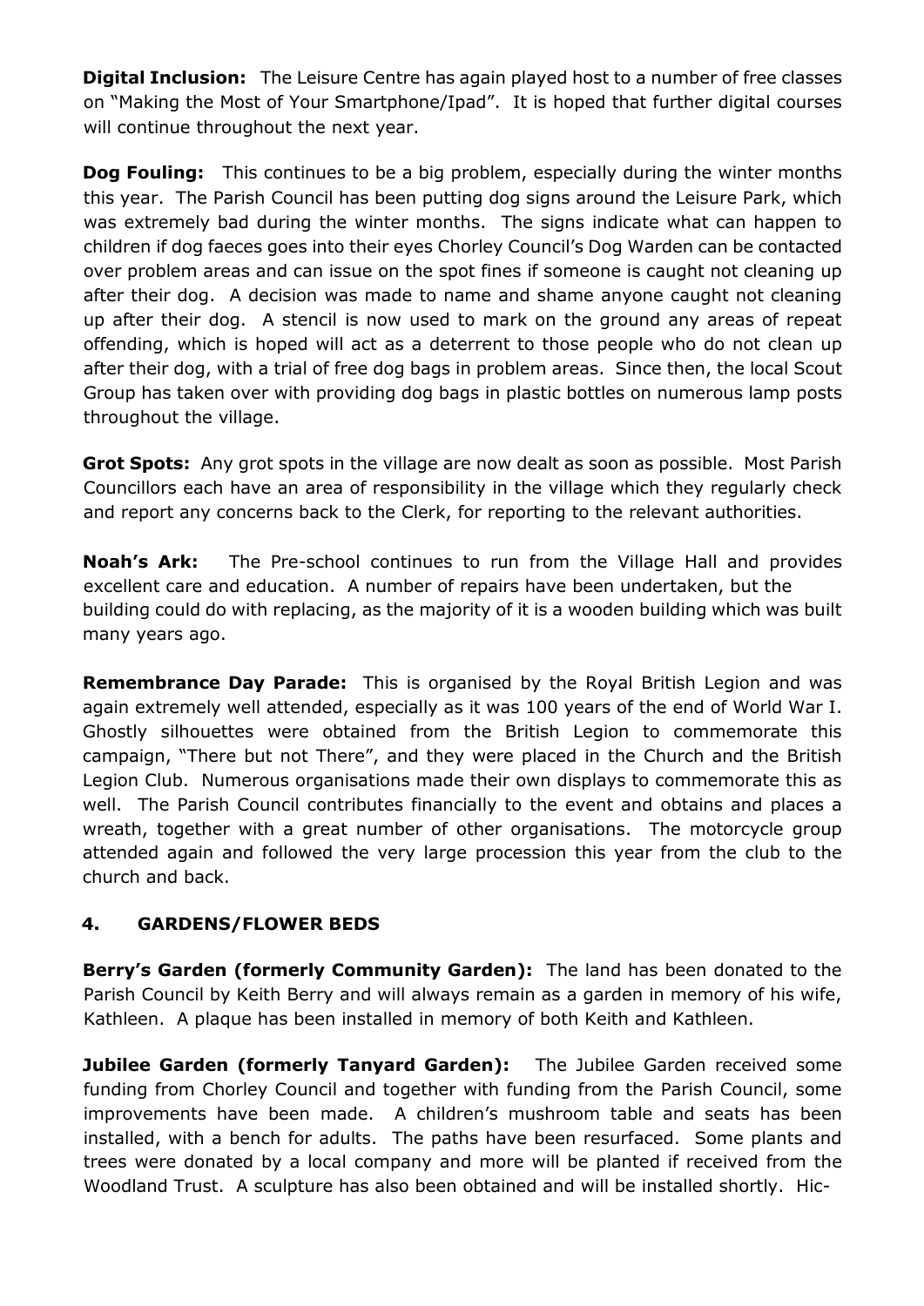**Digital Inclusion:** The Leisure Centre has again played host to a number of free classes on "Making the Most of Your Smartphone/Ipad". It is hoped that further digital courses will continue throughout the next year.

**Dog Fouling:** This continues to be a big problem, especially during the winter months this year. The Parish Council has been putting dog signs around the Leisure Park, which was extremely bad during the winter months. The signs indicate what can happen to children if dog faeces goes into their eyes Chorley Council's Dog Warden can be contacted over problem areas and can issue on the spot fines if someone is caught not cleaning up after their dog. A decision was made to name and shame anyone caught not cleaning up after their dog. A stencil is now used to mark on the ground any areas of repeat offending, which is hoped will act as a deterrent to those people who do not clean up after their dog, with a trial of free dog bags in problem areas. Since then, the local Scout Group has taken over with providing dog bags in plastic bottles on numerous lamp posts throughout the village.

**Grot Spots:** Any grot spots in the village are now dealt as soon as possible. Most Parish Councillors each have an area of responsibility in the village which they regularly check and report any concerns back to the Clerk, for reporting to the relevant authorities.

**Noah's Ark:** The Pre-school continues to run from the Village Hall and provides excellent care and education. A number of repairs have been undertaken, but the building could do with replacing, as the majority of it is a wooden building which was built many years ago.

**Remembrance Day Parade:** This is organised by the Royal British Legion and was again extremely well attended, especially as it was 100 years of the end of World War I. Ghostly silhouettes were obtained from the British Legion to commemorate this campaign, "There but not There", and they were placed in the Church and the British Legion Club. Numerous organisations made their own displays to commemorate this as well. The Parish Council contributes financially to the event and obtains and places a wreath, together with a great number of other organisations. The motorcycle group attended again and followed the very large procession this year from the club to the church and back.

## 4. GARDENS/FLOWER BEDS

**Berry's Garden (formerly Community Garden):** The land has been donated to the Parish Council by Keith Berry and will always remain as a garden in memory of his wife, Kathleen. A plaque has been installed in memory of both Keith and Kathleen.

**Jubilee Garden (formerly Tanyard Garden):** The Jubilee Garden received some funding from Chorley Council and together with funding from the Parish Council, some improvements have been made. A children's mushroom table and seats has been installed, with a bench for adults. The paths have been resurfaced. Some plants and trees were donated by a local company and more will be planted if received from the Woodland Trust. A sculpture has also been obtained and will be installed shortly. Hic-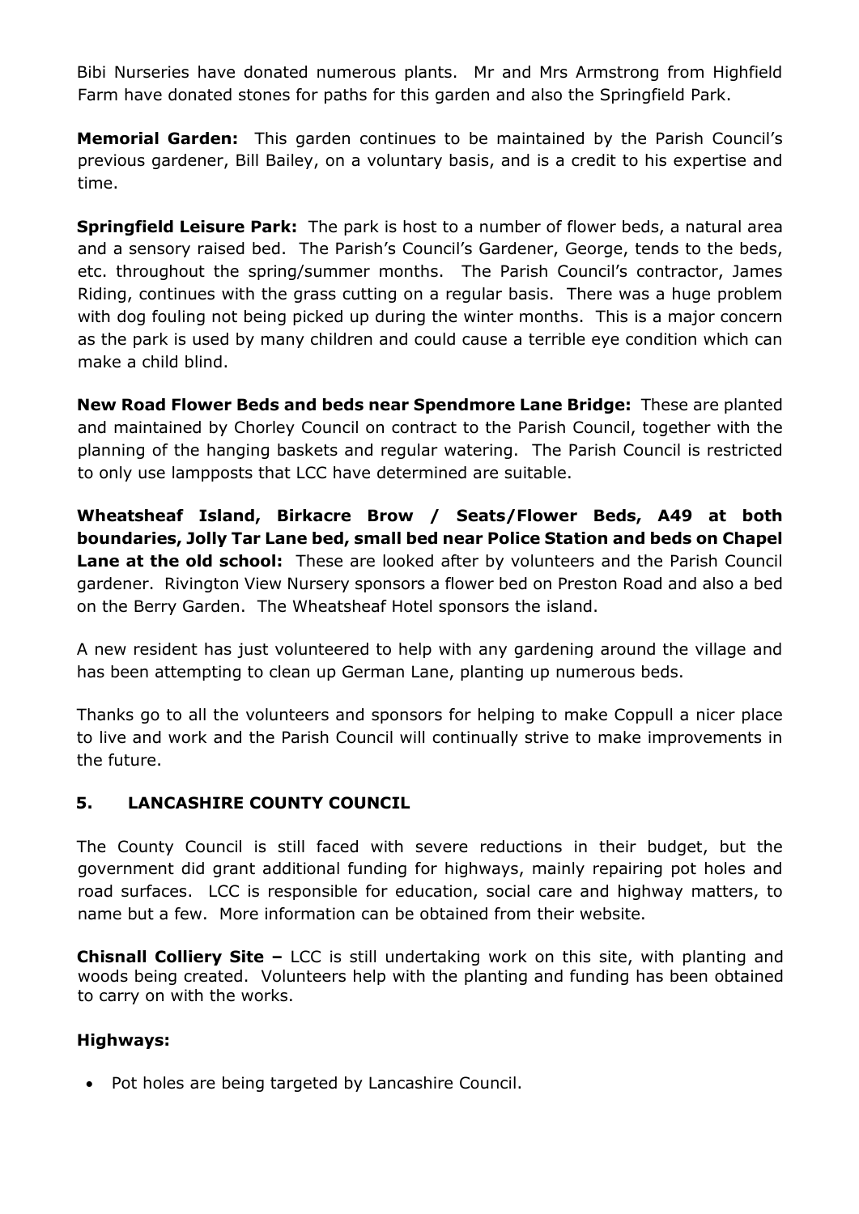Bibi Nurseries have donated numerous plants. Mr and Mrs Armstrong from Highfield Farm have donated stones for paths for this garden and also the Springfield Park.

**Memorial Garden:** This garden continues to be maintained by the Parish Council's previous gardener, Bill Bailey, on a voluntary basis, and is a credit to his expertise and time.

**Springfield Leisure Park:** The park is host to a number of flower beds, a natural area and a sensory raised bed. The Parish's Council's Gardener, George, tends to the beds, etc. throughout the spring/summer months. The Parish Council's contractor, James Riding, continues with the grass cutting on a regular basis. There was a huge problem with dog fouling not being picked up during the winter months. This is a major concern as the park is used by many children and could cause a terrible eye condition which can make a child blind.

**New Road Flower Beds and beds near Spendmore Lane Bridge:** These are planted and maintained by Chorley Council on contract to the Parish Council, together with the planning of the hanging baskets and regular watering. The Parish Council is restricted to only use lampposts that LCC have determined are suitable.

**Wheatsheaf Island, Birkacre Brow / Seats/Flower Beds, A49 at both boundaries, Jolly Tar Lane bed, small bed near Police Station and beds on Chapel Lane at the old school:** These are looked after by volunteers and the Parish Council gardener. Rivington View Nursery sponsors a flower bed on Preston Road and also a bed on the Berry Garden. The Wheatsheaf Hotel sponsors the island.

A new resident has just volunteered to help with any gardening around the village and has been attempting to clean up German Lane, planting up numerous beds.

Thanks go to all the volunteers and sponsors for helping to make Coppull a nicer place to live and work and the Parish Council will continually strive to make improvements in the future.

## 5. LANCASHIRE COUNTY COUNCIL

The County Council is still faced with severe reductions in their budget, but the government did grant additional funding for highways, mainly repairing pot holes and road surfaces. LCC is responsible for education, social care and highway matters, to name but a few. More information can be obtained from their website.

**Chisnall Colliery Site –** LCC is still undertaking work on this site, with planting and woods being created. Volunteers help with the planting and funding has been obtained to carry on with the works.

**Highways:**

- Pot holes are being targeted by Lancashire Council.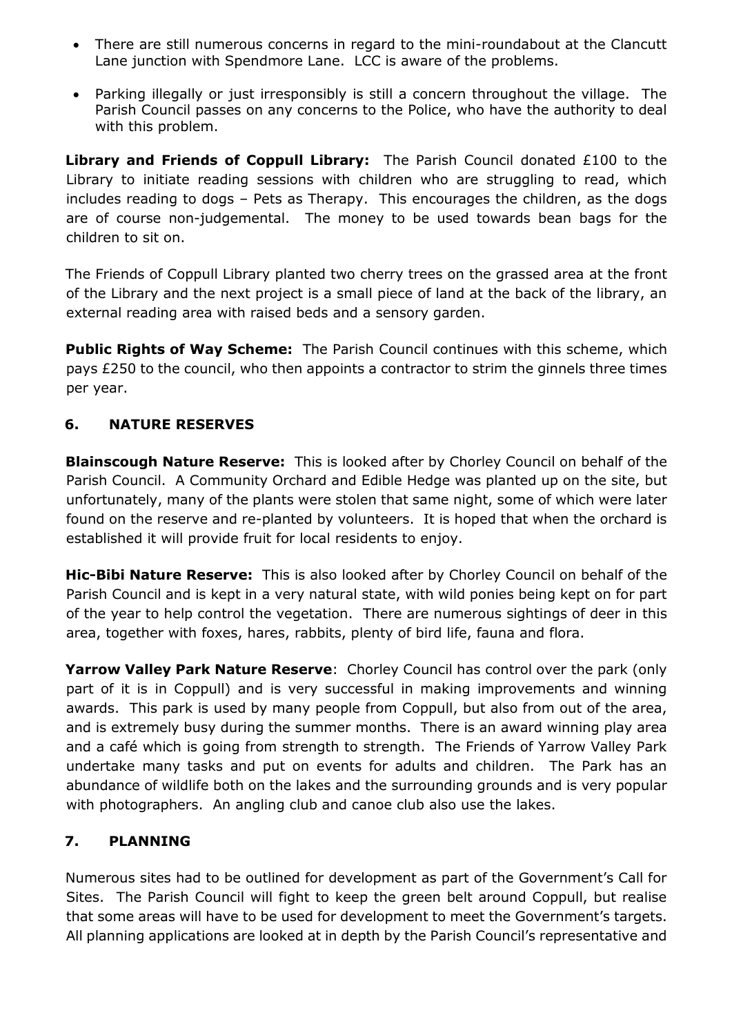- There are still numerous concerns in regard to the mini-roundabout at the Clancutt Lane junction with Spendmore Lane. LCC is aware of the problems.
- Parking illegally or just irresponsibly is still a concern throughout the village. The Parish Council passes on any concerns to the Police, who have the authority to deal with this problem.

**Library and Friends of Coppull Library:** The Parish Council donated £100 to the Library to initiate reading sessions with children who are struggling to read, which includes reading to dogs – Pets as Therapy. This encourages the children, as the dogs are of course non-judgemental. The money to be used towards bean bags for the children to sit on.

The Friends of Coppull Library planted two cherry trees on the grassed area at the front of the Library and the next project is a small piece of land at the back of the library, an external reading area with raised beds and a sensory garden.

**Public Rights of Way Scheme:** The Parish Council continues with this scheme, which pays £250 to the council, who then appoints a contractor to strim the ginnels three times per year.

## 6. NATURE RESERVES

**Blainscough Nature Reserve:** This is looked after by Chorley Council on behalf of the Parish Council. A Community Orchard and Edible Hedge was planted up on the site, but unfortunately, many of the plants were stolen that same night, some of which were later found on the reserve and re-planted by volunteers. It is hoped that when the orchard is established it will provide fruit for local residents to enjoy.

**Hic-Bibi Nature Reserve:** This is also looked after by Chorley Council on behalf of the Parish Council and is kept in a very natural state, with wild ponies being kept on for part of the year to help control the vegetation. There are numerous sightings of deer in this area, together with foxes, hares, rabbits, plenty of bird life, fauna and flora.

**Yarrow Valley Park Nature Reserve**: Chorley Council has control over the park (only part of it is in Coppull) and is very successful in making improvements and winning awards. This park is used by many people from Coppull, but also from out of the area, and is extremely busy during the summer months. There is an award winning play area and a café which is going from strength to strength. The Friends of Yarrow Valley Park undertake many tasks and put on events for adults and children. The Park has an abundance of wildlife both on the lakes and the surrounding grounds and is very popular with photographers. An angling club and canoe club also use the lakes.

## 7. PLANNING

Numerous sites had to be outlined for development as part of the Government's Call for Sites. The Parish Council will fight to keep the green belt around Coppull, but realise that some areas will have to be used for development to meet the Government's targets. All planning applications are looked at in depth by the Parish Council's representative and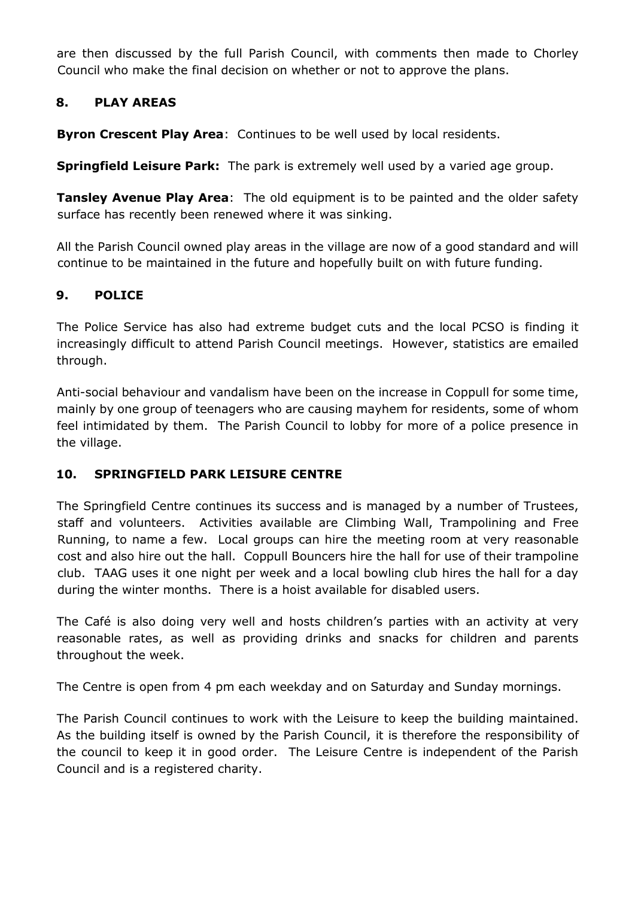are then discussed by the full Parish Council, with comments then made to Chorley Council who make the final decision on whether or not to approve the plans.

## 8. PLAY AREAS

**Byron Crescent Play Area**: Continues to be well used by local residents.

**Springfield Leisure Park:** The park is extremely well used by a varied age group.

**Tansley Avenue Play Area**: The old equipment is to be painted and the older safety surface has recently been renewed where it was sinking.

All the Parish Council owned play areas in the village are now of a good standard and will continue to be maintained in the future and hopefully built on with future funding.

## 9. POLICE

The Police Service has also had extreme budget cuts and the local PCSO is finding it increasingly difficult to attend Parish Council meetings. However, statistics are emailed through.

Anti-social behaviour and vandalism have been on the increase in Coppull for some time, mainly by one group of teenagers who are causing mayhem for residents, some of whom feel intimidated by them. The Parish Council to lobby for more of a police presence in the village.

## 10. SPRINGFIELD PARK LEISURE CENTRE

The Springfield Centre continues its success and is managed by a number of Trustees, staff and volunteers. Activities available are Climbing Wall, Trampolining and Free Running, to name a few. Local groups can hire the meeting room at very reasonable cost and also hire out the hall. Coppull Bouncers hire the hall for use of their trampoline club. TAAG uses it one night per week and a local bowling club hires the hall for a day during the winter months. There is a hoist available for disabled users.

The Café is also doing very well and hosts children's parties with an activity at very reasonable rates, as well as providing drinks and snacks for children and parents throughout the week.

The Centre is open from 4 pm each weekday and on Saturday and Sunday mornings.

The Parish Council continues to work with the Leisure to keep the building maintained. As the building itself is owned by the Parish Council, it is therefore the responsibility of the council to keep it in good order. The Leisure Centre is independent of the Parish Council and is a registered charity.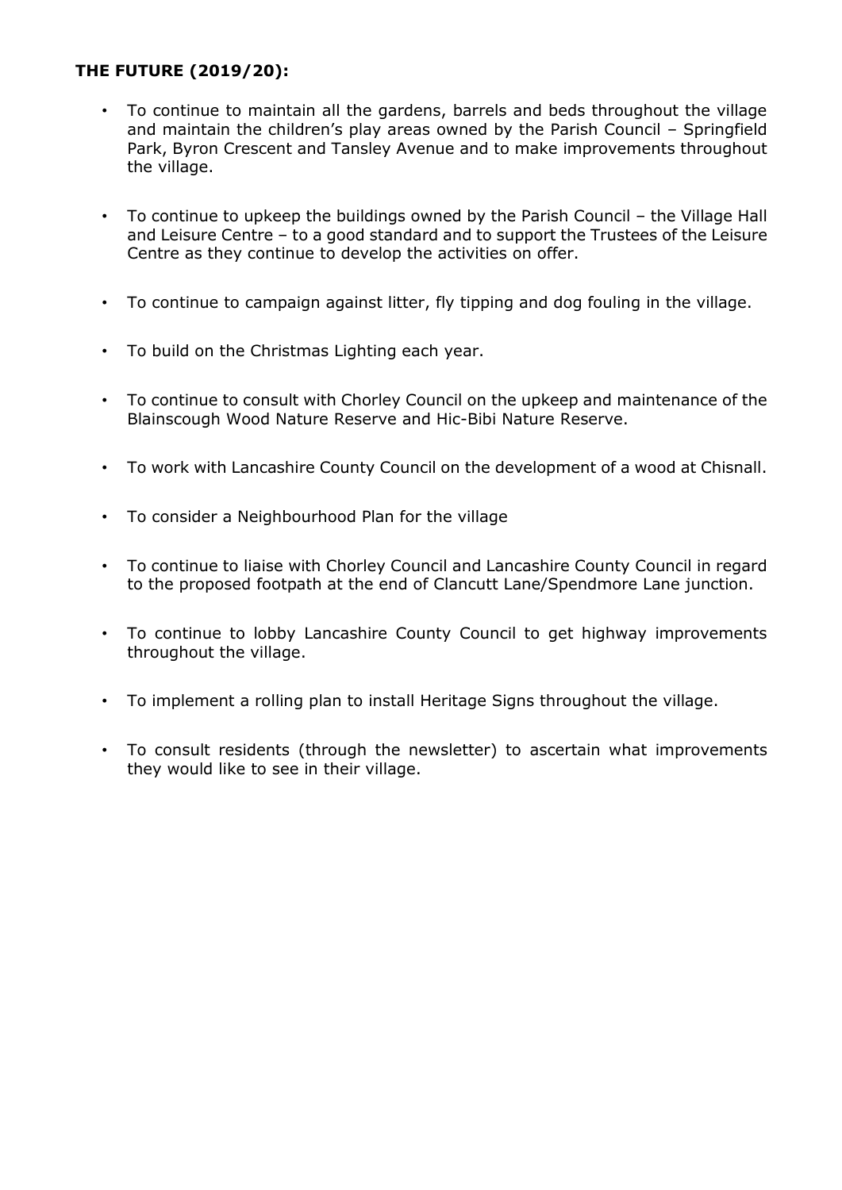**THE FUTURE (2019/20):**

- To continue to maintain all the gardens, barrels and beds throughout the village and maintain the children's play areas owned by the Parish Council – Springfield Park, Byron Crescent and Tansley Avenue and to make improvements throughout the village.

- To continue to upkeep the buildings owned by the Parish Council – the Village Hall and Leisure Centre – to a good standard and to support the Trustees of the Leisure Centre as they continue to develop the activities on offer.

- To continue to campaign against litter, fly tipping and dog fouling in the village.

- To build on the Christmas Lighting each year.

- To continue to consult with Chorley Council on the upkeep and maintenance of the Blainscough Wood Nature Reserve and Hic-Bibi Nature Reserve.

- To work with Lancashire County Council on the development of a wood at Chisnall.

- To consider a Neighbourhood Plan for the village

- To continue to liaise with Chorley Council and Lancashire County Council in regard to the proposed footpath at the end of Clancutt Lane/Spendmore Lane junction.

- To continue to lobby Lancashire County Council to get highway improvements throughout the village.

- To implement a rolling plan to install Heritage Signs throughout the village.

- To consult residents (through the newsletter) to ascertain what improvements they would like to see in their village.